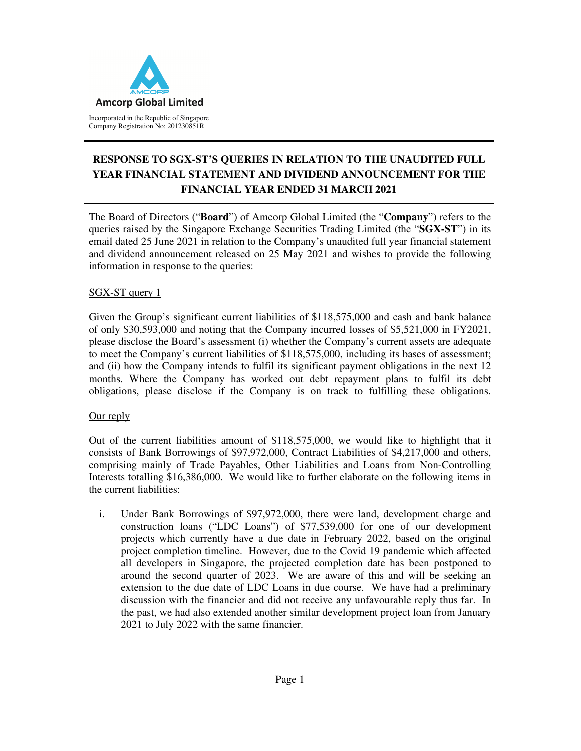**Amcorp Global Limited**

Incorporated in the Republic of Singapore
Company Registration No: 201230851R

# RESPONSE TO SGX-ST'S QUERIES IN RELATION TO THE UNAUDITED FULL YEAR FINANCIAL STATEMENT AND DIVIDEND ANNOUNCEMENT FOR THE FINANCIAL YEAR ENDED 31 MARCH 2021

The Board of Directors ("**Board**") of Amcorp Global Limited (the "**Company**") refers to the queries raised by the Singapore Exchange Securities Trading Limited (the "**SGX-ST**") in its email dated 25 June 2021 in relation to the Company's unaudited full year financial statement and dividend announcement released on 25 May 2021 and wishes to provide the following information in response to the queries:

<u>SGX-ST query 1</u>

Given the Group's significant current liabilities of $118,575,000 and cash and bank balance of only $30,593,000 and noting that the Company incurred losses of $5,521,000 in FY2021, please disclose the Board's assessment (i) whether the Company's current assets are adequate to meet the Company's current liabilities of $118,575,000, including its bases of assessment; and (ii) how the Company intends to fulfil its significant payment obligations in the next 12 months. Where the Company has worked out debt repayment plans to fulfil its debt obligations, please disclose if the Company is on track to fulfilling these obligations.

<u>Our reply</u>

Out of the current liabilities amount of $118,575,000, we would like to highlight that it consists of Bank Borrowings of $97,972,000, Contract Liabilities of $4,217,000 and others, comprising mainly of Trade Payables, Other Liabilities and Loans from Non-Controlling Interests totalling $16,386,000. We would like to further elaborate on the following items in the current liabilities:

i. Under Bank Borrowings of $97,972,000, there were land, development charge and construction loans ("LDC Loans") of $77,539,000 for one of our development projects which currently have a due date in February 2022, based on the original project completion timeline. However, due to the Covid 19 pandemic which affected all developers in Singapore, the projected completion date has been postponed to around the second quarter of 2023. We are aware of this and will be seeking an extension to the due date of LDC Loans in due course. We have had a preliminary discussion with the financier and did not receive any unfavourable reply thus far. In the past, we had also extended another similar development project loan from January 2021 to July 2022 with the same financier.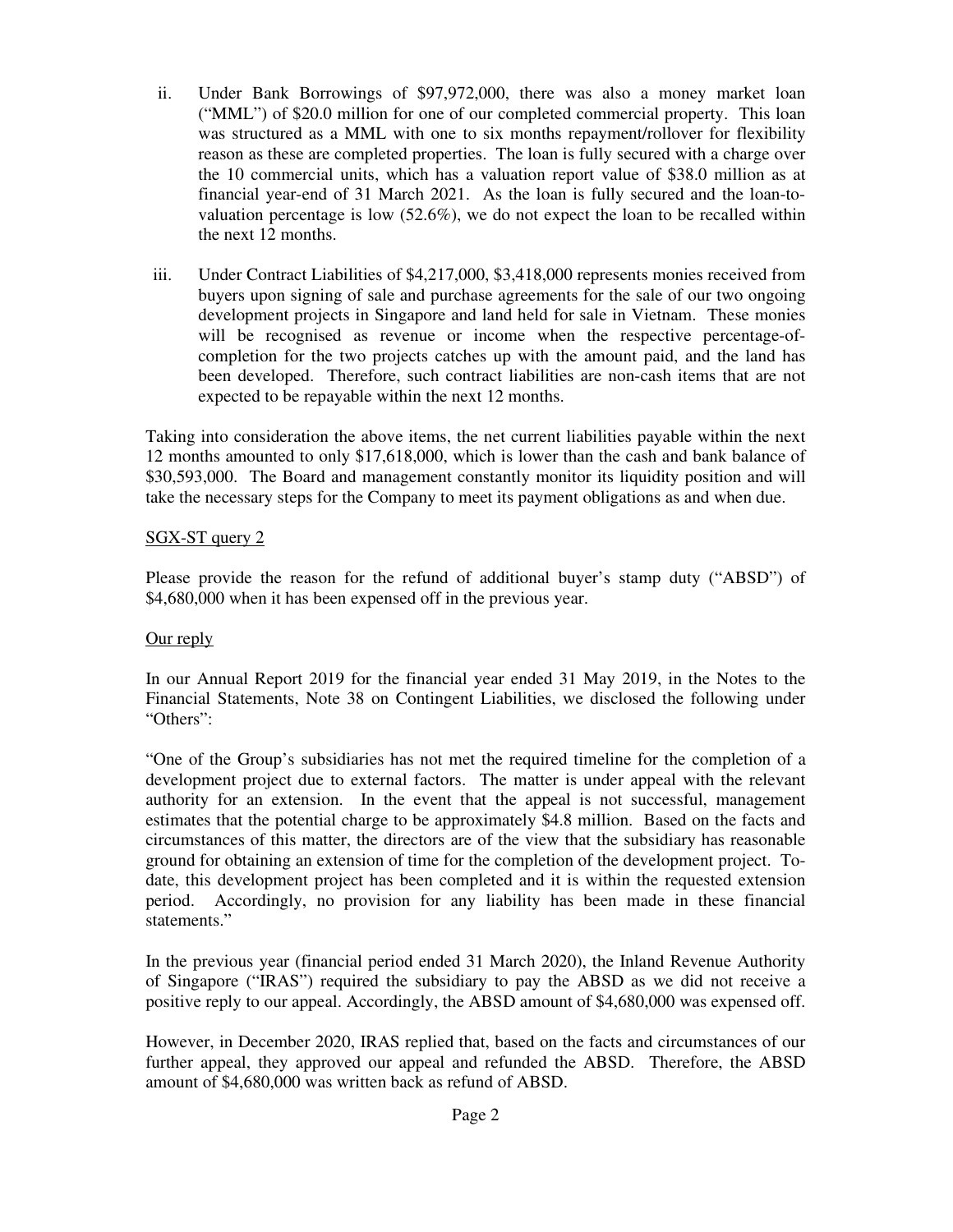ii. Under Bank Borrowings of $97,972,000, there was also a money market loan ("MML") of $20.0 million for one of our completed commercial property. This loan was structured as a MML with one to six months repayment/rollover for flexibility reason as these are completed properties. The loan is fully secured with a charge over the 10 commercial units, which has a valuation report value of $38.0 million as at financial year-end of 31 March 2021. As the loan is fully secured and the loan-to-valuation percentage is low (52.6%), we do not expect the loan to be recalled within the next 12 months.

iii. Under Contract Liabilities of $4,217,000, $3,418,000 represents monies received from buyers upon signing of sale and purchase agreements for the sale of our two ongoing development projects in Singapore and land held for sale in Vietnam. These monies will be recognised as revenue or income when the respective percentage-of-completion for the two projects catches up with the amount paid, and the land has been developed. Therefore, such contract liabilities are non-cash items that are not expected to be repayable within the next 12 months.

Taking into consideration the above items, the net current liabilities payable within the next 12 months amounted to only $17,618,000, which is lower than the cash and bank balance of $30,593,000. The Board and management constantly monitor its liquidity position and will take the necessary steps for the Company to meet its payment obligations as and when due.

<u>SGX-ST query 2</u>

Please provide the reason for the refund of additional buyer's stamp duty ("ABSD") of $4,680,000 when it has been expensed off in the previous year.

<u>Our reply</u>

In our Annual Report 2019 for the financial year ended 31 May 2019, in the Notes to the Financial Statements, Note 38 on Contingent Liabilities, we disclosed the following under "Others":

"One of the Group's subsidiaries has not met the required timeline for the completion of a development project due to external factors. The matter is under appeal with the relevant authority for an extension. In the event that the appeal is not successful, management estimates that the potential charge to be approximately $4.8 million. Based on the facts and circumstances of this matter, the directors are of the view that the subsidiary has reasonable ground for obtaining an extension of time for the completion of the development project. To-date, this development project has been completed and it is within the requested extension period. Accordingly, no provision for any liability has been made in these financial statements."

In the previous year (financial period ended 31 March 2020), the Inland Revenue Authority of Singapore ("IRAS") required the subsidiary to pay the ABSD as we did not receive a positive reply to our appeal. Accordingly, the ABSD amount of $4,680,000 was expensed off.

However, in December 2020, IRAS replied that, based on the facts and circumstances of our further appeal, they approved our appeal and refunded the ABSD. Therefore, the ABSD amount of $4,680,000 was written back as refund of ABSD.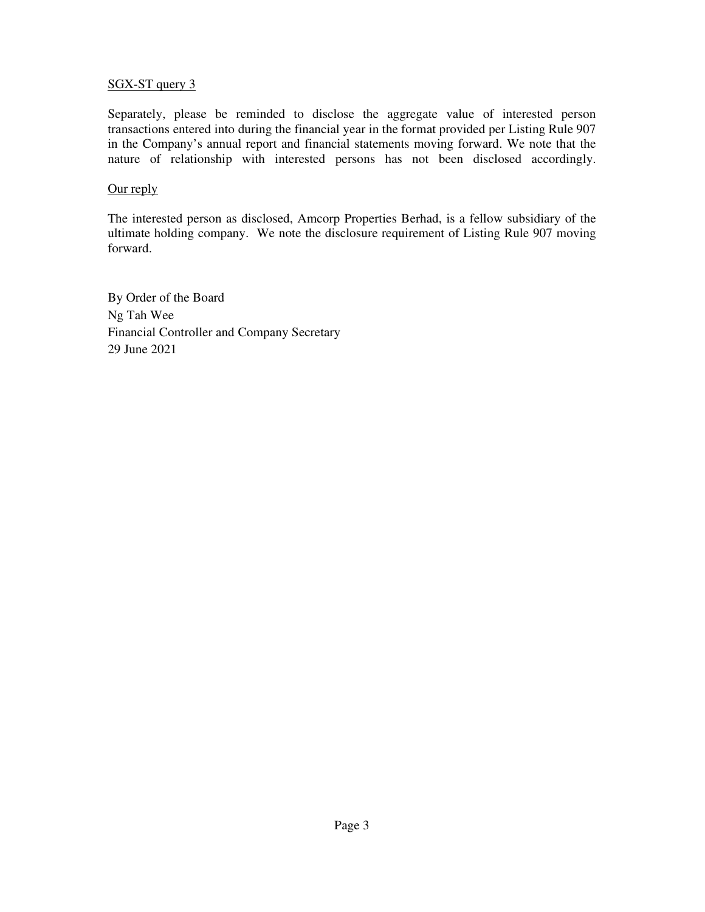<u>SGX-ST query 3</u>

Separately, please be reminded to disclose the aggregate value of interested person transactions entered into during the financial year in the format provided per Listing Rule 907 in the Company's annual report and financial statements moving forward. We note that the nature of relationship with interested persons has not been disclosed accordingly.

<u>Our reply</u>

The interested person as disclosed, Amcorp Properties Berhad, is a fellow subsidiary of the ultimate holding company. We note the disclosure requirement of Listing Rule 907 moving forward.

By Order of the Board
Ng Tah Wee
Financial Controller and Company Secretary
29 June 2021